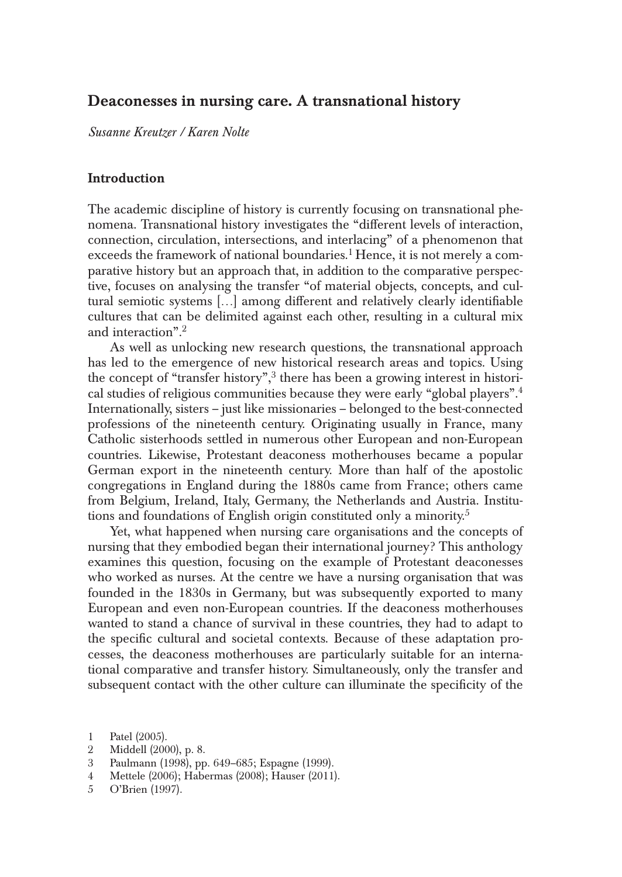# Deaconesses in nursing care. A transnational history

*Susanne Kreutzer / Karen Nolte*

## Introduction

The academic discipline of history is currently focusing on transnational phenomena. Transnational history investigates the "different levels of interaction, connection, circulation, intersections, and interlacing" of a phenomenon that exceeds the framework of national boundaries.[1] Hence, it is not merely a comparative history but an approach that, in addition to the comparative perspective, focuses on analysing the transfer "of material objects, concepts, and cultural semiotic systems […] among different and relatively clearly identifiable cultures that can be delimited against each other, resulting in a cultural mix and interaction".[2]

As well as unlocking new research questions, the transnational approach has led to the emergence of new historical research areas and topics. Using the concept of "transfer history",[3] there has been a growing interest in historical studies of religious communities because they were early "global players".[4] Internationally, sisters – just like missionaries – belonged to the best-connected professions of the nineteenth century. Originating usually in France, many Catholic sisterhoods settled in numerous other European and non-European countries. Likewise, Protestant deaconess motherhouses became a popular German export in the nineteenth century. More than half of the apostolic congregations in England during the 1880s came from France; others came from Belgium, Ireland, Italy, Germany, the Netherlands and Austria. Institutions and foundations of English origin constituted only a minority.[5]

Yet, what happened when nursing care organisations and the concepts of nursing that they embodied began their international journey? This anthology examines this question, focusing on the example of Protestant deaconesses who worked as nurses. At the centre we have a nursing organisation that was founded in the 1830s in Germany, but was subsequently exported to many European and even non-European countries. If the deaconess motherhouses wanted to stand a chance of survival in these countries, they had to adapt to the specific cultural and societal contexts. Because of these adaptation processes, the deaconess motherhouses are particularly suitable for an international comparative and transfer history. Simultaneously, only the transfer and subsequent contact with the other culture can illuminate the specificity of the

1 Patel (2005).
2 Middell (2000), p. 8.
3 Paulmann (1998), pp. 649–685; Espagne (1999).
4 Mettele (2006); Habermas (2008); Hauser (2011).
5 O'Brien (1997).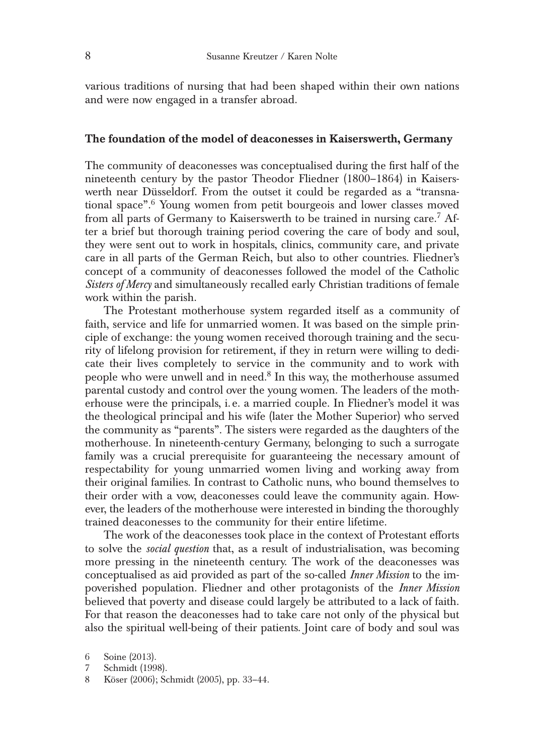various traditions of nursing that had been shaped within their own nations and were now engaged in a transfer abroad.

## The foundation of the model of deaconesses in Kaiserswerth, Germany

The community of deaconesses was conceptualised during the first half of the nineteenth century by the pastor Theodor Fliedner (1800–1864) in Kaiserswerth near Düsseldorf. From the outset it could be regarded as a "transnational space".[6] Young women from petit bourgeois and lower classes moved from all parts of Germany to Kaiserswerth to be trained in nursing care.[7] After a brief but thorough training period covering the care of body and soul, they were sent out to work in hospitals, clinics, community care, and private care in all parts of the German Reich, but also to other countries. Fliedner's concept of a community of deaconesses followed the model of the Catholic *Sisters of Mercy* and simultaneously recalled early Christian traditions of female work within the parish.

The Protestant motherhouse system regarded itself as a community of faith, service and life for unmarried women. It was based on the simple principle of exchange: the young women received thorough training and the security of lifelong provision for retirement, if they in return were willing to dedicate their lives completely to service in the community and to work with people who were unwell and in need.[8] In this way, the motherhouse assumed parental custody and control over the young women. The leaders of the motherhouse were the principals, i.e. a married couple. In Fliedner's model it was the theological principal and his wife (later the Mother Superior) who served the community as "parents". The sisters were regarded as the daughters of the motherhouse. In nineteenth-century Germany, belonging to such a surrogate family was a crucial prerequisite for guaranteeing the necessary amount of respectability for young unmarried women living and working away from their original families. In contrast to Catholic nuns, who bound themselves to their order with a vow, deaconesses could leave the community again. However, the leaders of the motherhouse were interested in binding the thoroughly trained deaconesses to the community for their entire lifetime.

The work of the deaconesses took place in the context of Protestant efforts to solve the *social question* that, as a result of industrialisation, was becoming more pressing in the nineteenth century. The work of the deaconesses was conceptualised as aid provided as part of the so-called *Inner Mission* to the impoverished population. Fliedner and other protagonists of the *Inner Mission* believed that poverty and disease could largely be attributed to a lack of faith. For that reason the deaconesses had to take care not only of the physical but also the spiritual well-being of their patients. Joint care of body and soul was

6 Soine (2013).
7 Schmidt (1998).
8 Köser (2006); Schmidt (2005), pp. 33–44.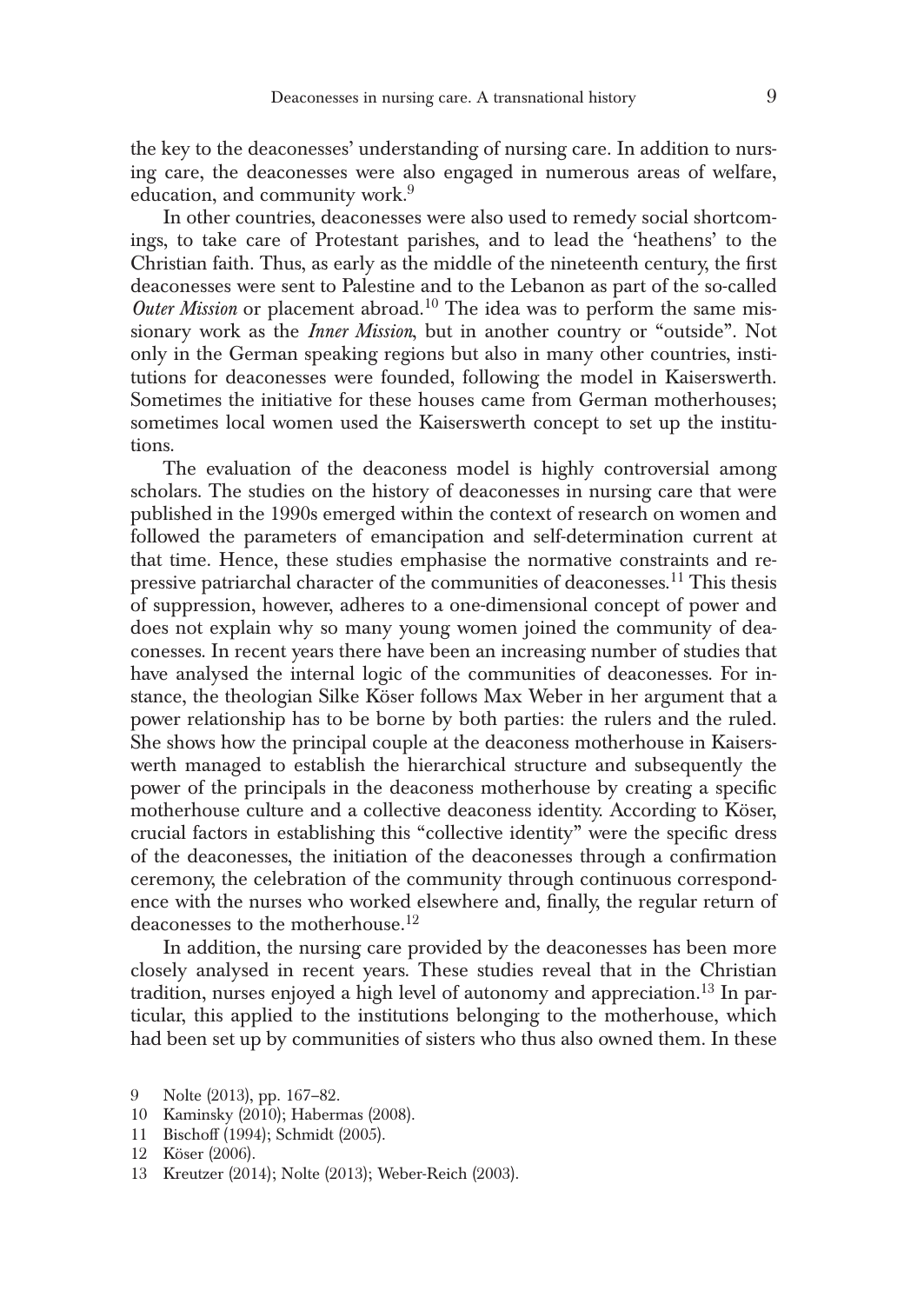the key to the deaconesses' understanding of nursing care. In addition to nursing care, the deaconesses were also engaged in numerous areas of welfare, education, and community work.[9]

In other countries, deaconesses were also used to remedy social shortcomings, to take care of Protestant parishes, and to lead the 'heathens' to the Christian faith. Thus, as early as the middle of the nineteenth century, the first deaconesses were sent to Palestine and to the Lebanon as part of the so-called *Outer Mission* or placement abroad.[10] The idea was to perform the same missionary work as the *Inner Mission*, but in another country or "outside". Not only in the German speaking regions but also in many other countries, institutions for deaconesses were founded, following the model in Kaiserswerth. Sometimes the initiative for these houses came from German motherhouses; sometimes local women used the Kaiserswerth concept to set up the institutions.

The evaluation of the deaconess model is highly controversial among scholars. The studies on the history of deaconesses in nursing care that were published in the 1990s emerged within the context of research on women and followed the parameters of emancipation and self-determination current at that time. Hence, these studies emphasise the normative constraints and repressive patriarchal character of the communities of deaconesses.[11] This thesis of suppression, however, adheres to a one-dimensional concept of power and does not explain why so many young women joined the community of deaconesses. In recent years there have been an increasing number of studies that have analysed the internal logic of the communities of deaconesses. For instance, the theologian Silke Köser follows Max Weber in her argument that a power relationship has to be borne by both parties: the rulers and the ruled. She shows how the principal couple at the deaconess motherhouse in Kaiserswerth managed to establish the hierarchical structure and subsequently the power of the principals in the deaconess motherhouse by creating a specific motherhouse culture and a collective deaconess identity. According to Köser, crucial factors in establishing this "collective identity" were the specific dress of the deaconesses, the initiation of the deaconesses through a confirmation ceremony, the celebration of the community through continuous correspondence with the nurses who worked elsewhere and, finally, the regular return of deaconesses to the motherhouse.[12]

In addition, the nursing care provided by the deaconesses has been more closely analysed in recent years. These studies reveal that in the Christian tradition, nurses enjoyed a high level of autonomy and appreciation.[13] In particular, this applied to the institutions belonging to the motherhouse, which had been set up by communities of sisters who thus also owned them. In these

9 Nolte (2013), pp. 167–82.
10 Kaminsky (2010); Habermas (2008).
11 Bischoff (1994); Schmidt (2005).
12 Köser (2006).
13 Kreutzer (2014); Nolte (2013); Weber-Reich (2003).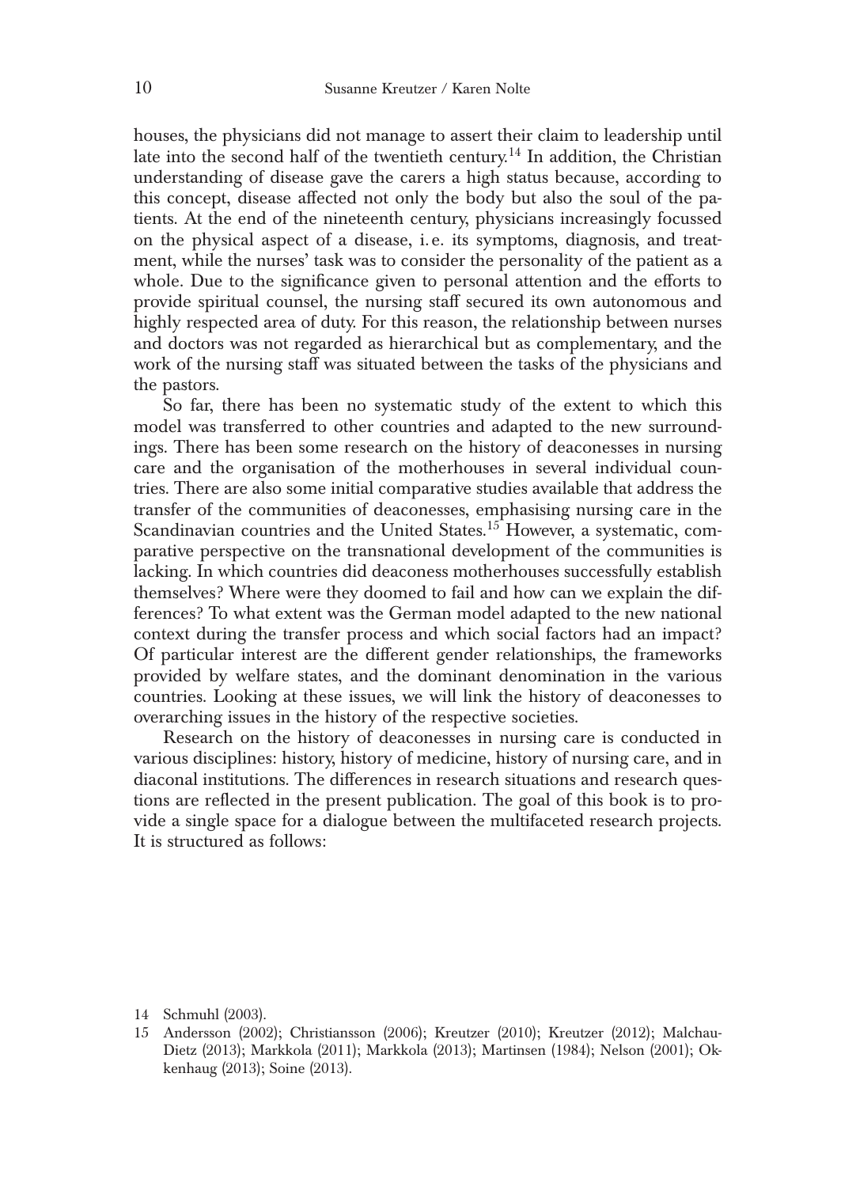houses, the physicians did not manage to assert their claim to leadership until late into the second half of the twentieth century.[14] In addition, the Christian understanding of disease gave the carers a high status because, according to this concept, disease affected not only the body but also the soul of the patients. At the end of the nineteenth century, physicians increasingly focussed on the physical aspect of a disease, i. e. its symptoms, diagnosis, and treatment, while the nurses' task was to consider the personality of the patient as a whole. Due to the significance given to personal attention and the efforts to provide spiritual counsel, the nursing staff secured its own autonomous and highly respected area of duty. For this reason, the relationship between nurses and doctors was not regarded as hierarchical but as complementary, and the work of the nursing staff was situated between the tasks of the physicians and the pastors.

So far, there has been no systematic study of the extent to which this model was transferred to other countries and adapted to the new surroundings. There has been some research on the history of deaconesses in nursing care and the organisation of the motherhouses in several individual countries. There are also some initial comparative studies available that address the transfer of the communities of deaconesses, emphasising nursing care in the Scandinavian countries and the United States.[15] However, a systematic, comparative perspective on the transnational development of the communities is lacking. In which countries did deaconess motherhouses successfully establish themselves? Where were they doomed to fail and how can we explain the differences? To what extent was the German model adapted to the new national context during the transfer process and which social factors had an impact? Of particular interest are the different gender relationships, the frameworks provided by welfare states, and the dominant denomination in the various countries. Looking at these issues, we will link the history of deaconesses to overarching issues in the history of the respective societies.

Research on the history of deaconesses in nursing care is conducted in various disciplines: history, history of medicine, history of nursing care, and in diaconal institutions. The differences in research situations and research questions are reflected in the present publication. The goal of this book is to provide a single space for a dialogue between the multifaceted research projects. It is structured as follows:

14 Schmuhl (2003).

15 Andersson (2002); Christiansson (2006); Kreutzer (2010); Kreutzer (2012); Malchau-Dietz (2013); Markkola (2011); Markkola (2013); Martinsen (1984); Nelson (2001); Okkenhaug (2013); Soine (2013).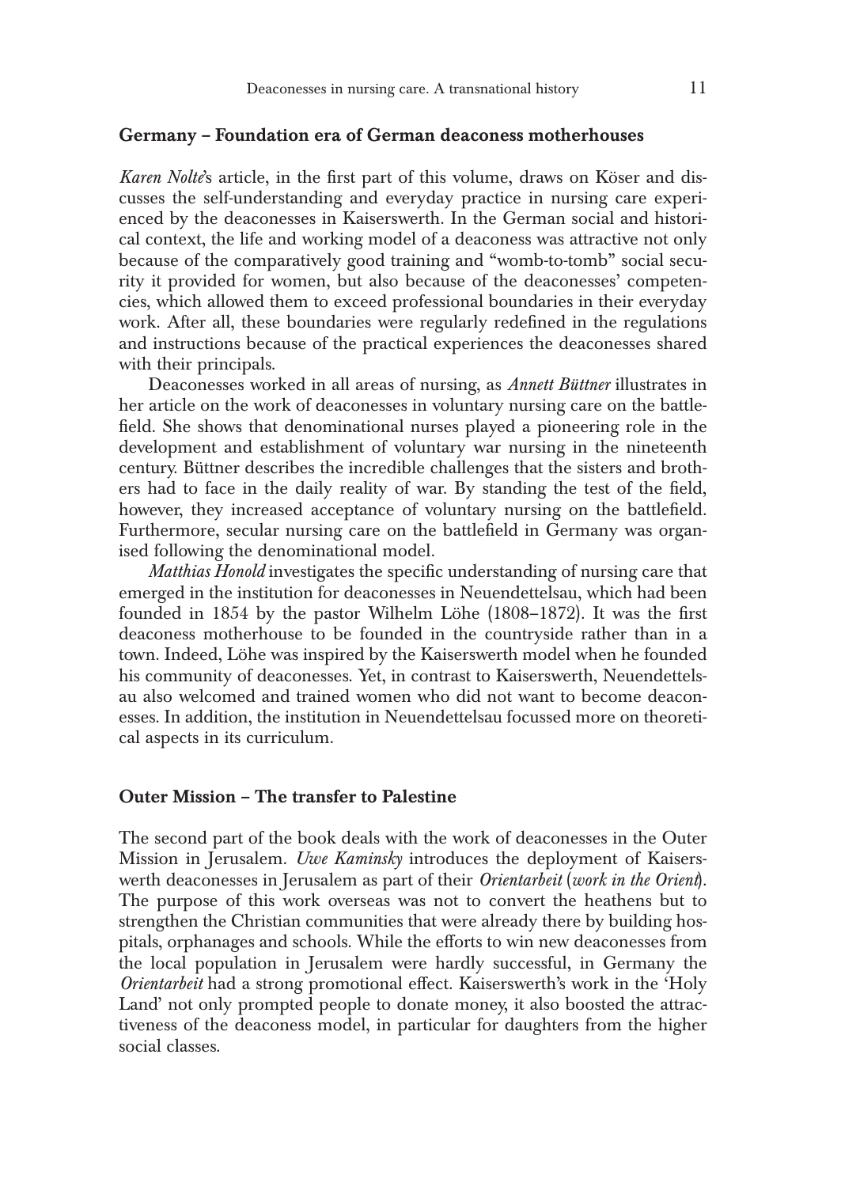## Germany – Foundation era of German deaconess motherhouses

*Karen Nolte*'s article, in the first part of this volume, draws on Köser and discusses the self-understanding and everyday practice in nursing care experienced by the deaconesses in Kaiserswerth. In the German social and historical context, the life and working model of a deaconess was attractive not only because of the comparatively good training and "womb-to-tomb" social security it provided for women, but also because of the deaconesses' competencies, which allowed them to exceed professional boundaries in their everyday work. After all, these boundaries were regularly redefined in the regulations and instructions because of the practical experiences the deaconesses shared with their principals.

Deaconesses worked in all areas of nursing, as *Annett Büttner* illustrates in her article on the work of deaconesses in voluntary nursing care on the battlefield. She shows that denominational nurses played a pioneering role in the development and establishment of voluntary war nursing in the nineteenth century. Büttner describes the incredible challenges that the sisters and brothers had to face in the daily reality of war. By standing the test of the field, however, they increased acceptance of voluntary nursing on the battlefield. Furthermore, secular nursing care on the battlefield in Germany was organised following the denominational model.

*Matthias Honold* investigates the specific understanding of nursing care that emerged in the institution for deaconesses in Neuendettelsau, which had been founded in 1854 by the pastor Wilhelm Löhe (1808–1872). It was the first deaconess motherhouse to be founded in the countryside rather than in a town. Indeed, Löhe was inspired by the Kaiserswerth model when he founded his community of deaconesses. Yet, in contrast to Kaiserswerth, Neuendettelsau also welcomed and trained women who did not want to become deaconesses. In addition, the institution in Neuendettelsau focussed more on theoretical aspects in its curriculum.

## Outer Mission – The transfer to Palestine

The second part of the book deals with the work of deaconesses in the Outer Mission in Jerusalem. *Uwe Kaminsky* introduces the deployment of Kaiserswerth deaconesses in Jerusalem as part of their *Orientarbeit* (*work in the Orient*). The purpose of this work overseas was not to convert the heathens but to strengthen the Christian communities that were already there by building hospitals, orphanages and schools. While the efforts to win new deaconesses from the local population in Jerusalem were hardly successful, in Germany the *Orientarbeit* had a strong promotional effect. Kaiserswerth's work in the 'Holy Land' not only prompted people to donate money, it also boosted the attractiveness of the deaconess model, in particular for daughters from the higher social classes.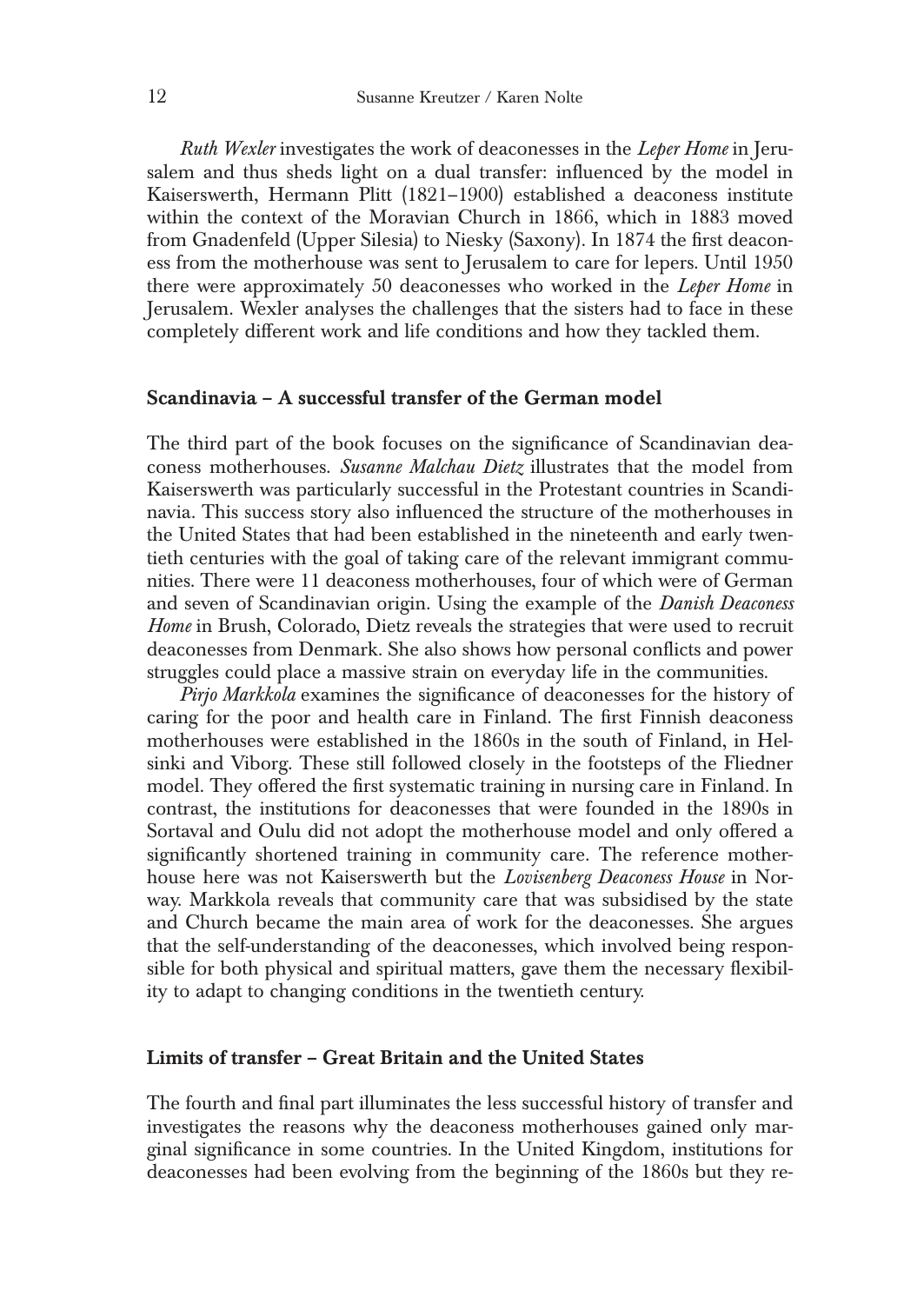*Ruth Wexler* investigates the work of deaconesses in the *Leper Home* in Jerusalem and thus sheds light on a dual transfer: influenced by the model in Kaiserswerth, Hermann Plitt (1821–1900) established a deaconess institute within the context of the Moravian Church in 1866, which in 1883 moved from Gnadenfeld (Upper Silesia) to Niesky (Saxony). In 1874 the first deaconess from the motherhouse was sent to Jerusalem to care for lepers. Until 1950 there were approximately 50 deaconesses who worked in the *Leper Home* in Jerusalem. Wexler analyses the challenges that the sisters had to face in these completely different work and life conditions and how they tackled them.

## Scandinavia – A successful transfer of the German model

The third part of the book focuses on the significance of Scandinavian deaconess motherhouses. *Susanne Malchau Dietz* illustrates that the model from Kaiserswerth was particularly successful in the Protestant countries in Scandinavia. This success story also influenced the structure of the motherhouses in the United States that had been established in the nineteenth and early twentieth centuries with the goal of taking care of the relevant immigrant communities. There were 11 deaconess motherhouses, four of which were of German and seven of Scandinavian origin. Using the example of the *Danish Deaconess Home* in Brush, Colorado, Dietz reveals the strategies that were used to recruit deaconesses from Denmark. She also shows how personal conflicts and power struggles could place a massive strain on everyday life in the communities.

*Pirjo Markkola* examines the significance of deaconesses for the history of caring for the poor and health care in Finland. The first Finnish deaconess motherhouses were established in the 1860s in the south of Finland, in Helsinki and Viborg. These still followed closely in the footsteps of the Fliedner model. They offered the first systematic training in nursing care in Finland. In contrast, the institutions for deaconesses that were founded in the 1890s in Sortaval and Oulu did not adopt the motherhouse model and only offered a significantly shortened training in community care. The reference motherhouse here was not Kaiserswerth but the *Lovisenberg Deaconess House* in Norway. Markkola reveals that community care that was subsidised by the state and Church became the main area of work for the deaconesses. She argues that the self-understanding of the deaconesses, which involved being responsible for both physical and spiritual matters, gave them the necessary flexibility to adapt to changing conditions in the twentieth century.

## Limits of transfer – Great Britain and the United States

The fourth and final part illuminates the less successful history of transfer and investigates the reasons why the deaconess motherhouses gained only marginal significance in some countries. In the United Kingdom, institutions for deaconesses had been evolving from the beginning of the 1860s but they re-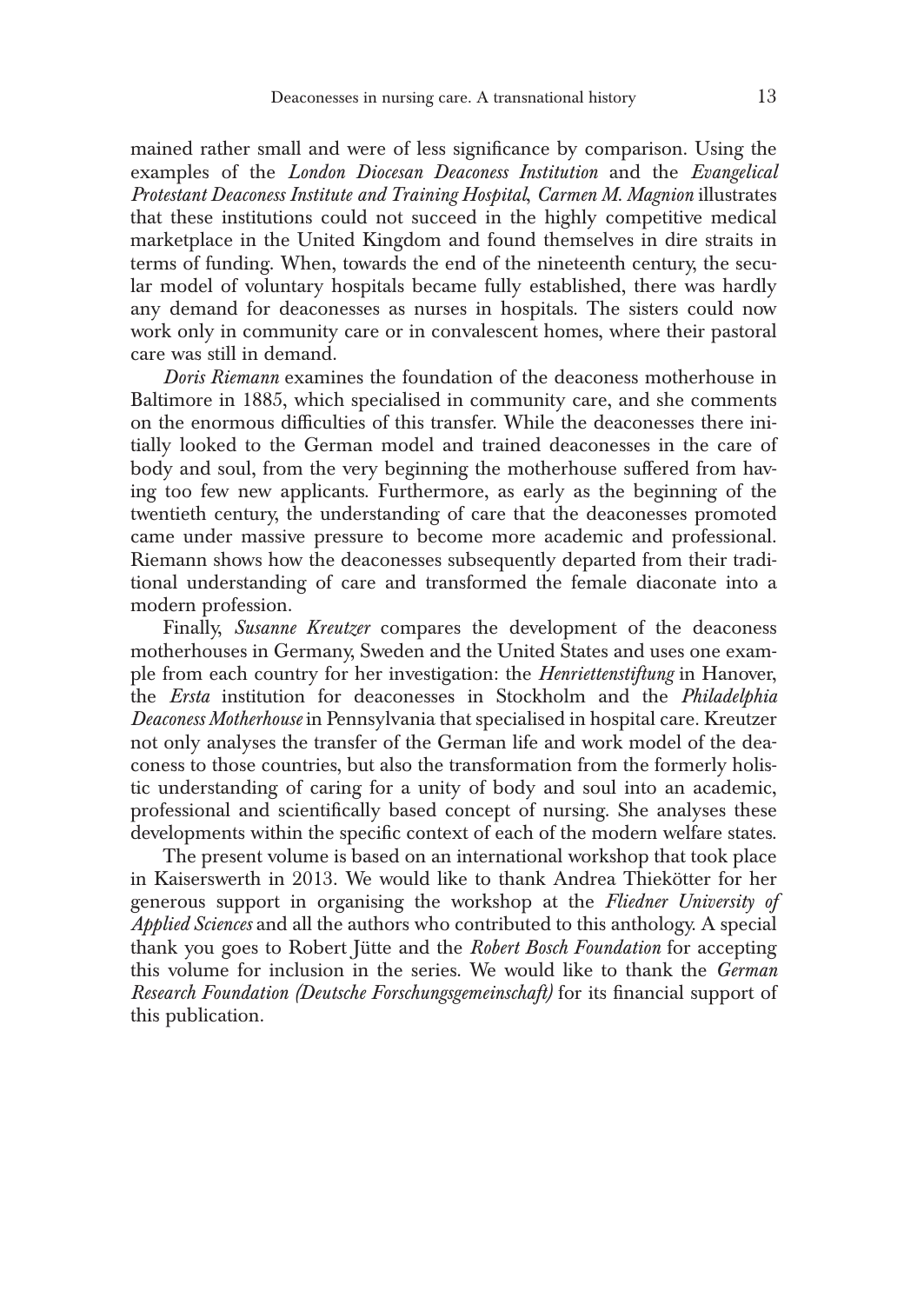mained rather small and were of less significance by comparison. Using the examples of the *London Diocesan Deaconess Institution* and the *Evangelical Protestant Deaconess Institute and Training Hospital*, *Carmen M. Magnion* illustrates that these institutions could not succeed in the highly competitive medical marketplace in the United Kingdom and found themselves in dire straits in terms of funding. When, towards the end of the nineteenth century, the secular model of voluntary hospitals became fully established, there was hardly any demand for deaconesses as nurses in hospitals. The sisters could now work only in community care or in convalescent homes, where their pastoral care was still in demand.

*Doris Riemann* examines the foundation of the deaconess motherhouse in Baltimore in 1885, which specialised in community care, and she comments on the enormous difficulties of this transfer. While the deaconesses there initially looked to the German model and trained deaconesses in the care of body and soul, from the very beginning the motherhouse suffered from having too few new applicants. Furthermore, as early as the beginning of the twentieth century, the understanding of care that the deaconesses promoted came under massive pressure to become more academic and professional. Riemann shows how the deaconesses subsequently departed from their traditional understanding of care and transformed the female diaconate into a modern profession.

Finally, *Susanne Kreutzer* compares the development of the deaconess motherhouses in Germany, Sweden and the United States and uses one example from each country for her investigation: the *Henriettenstiftung* in Hanover, the *Ersta* institution for deaconesses in Stockholm and the *Philadelphia Deaconess Motherhouse* in Pennsylvania that specialised in hospital care. Kreutzer not only analyses the transfer of the German life and work model of the deaconess to those countries, but also the transformation from the formerly holistic understanding of caring for a unity of body and soul into an academic, professional and scientifically based concept of nursing. She analyses these developments within the specific context of each of the modern welfare states.

The present volume is based on an international workshop that took place in Kaiserswerth in 2013. We would like to thank Andrea Thiekötter for her generous support in organising the workshop at the *Fliedner University of Applied Sciences* and all the authors who contributed to this anthology. A special thank you goes to Robert Jütte and the *Robert Bosch Foundation* for accepting this volume for inclusion in the series. We would like to thank the *German Research Foundation (Deutsche Forschungsgemeinschaft)* for its financial support of this publication.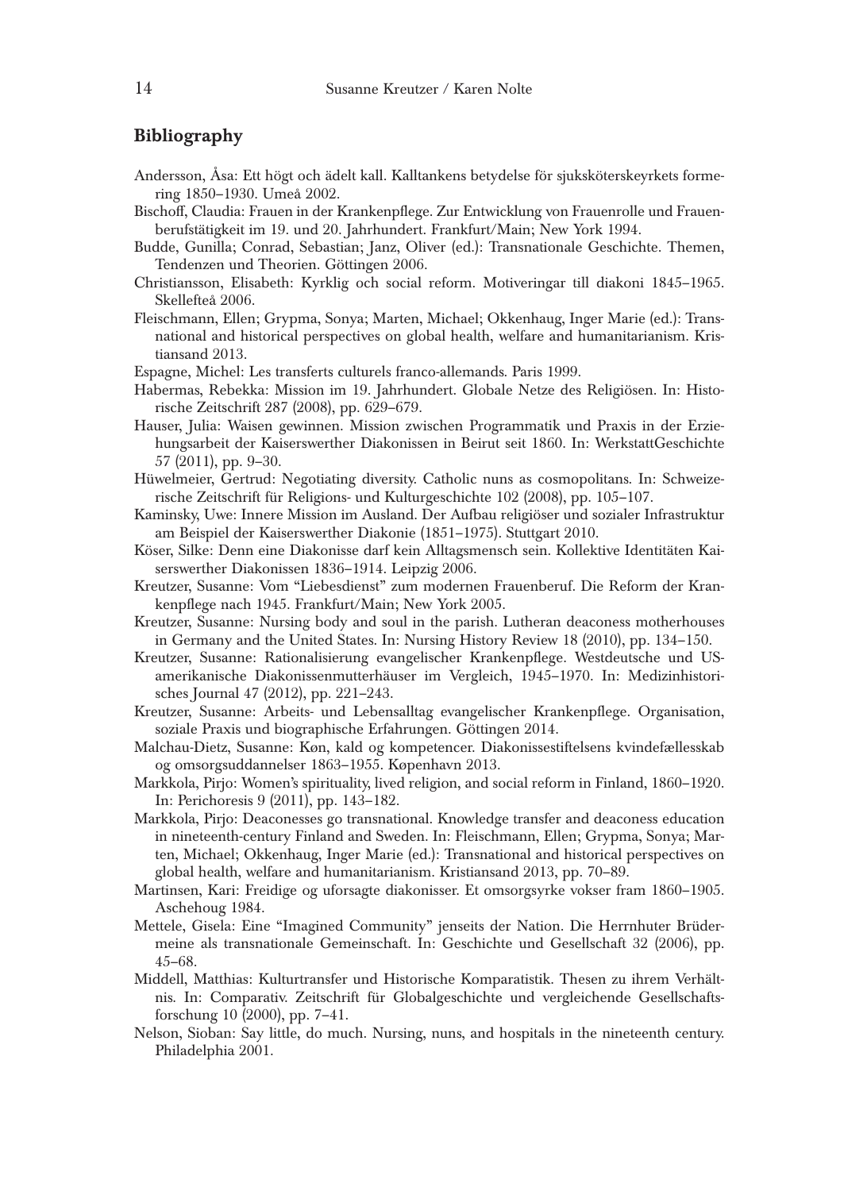## Bibliography

Andersson, Åsa: Ett högt och ädelt kall. Kalltankens betydelse för sjuksköterskeyrkets formering 1850–1930. Umeå 2002.

Bischoff, Claudia: Frauen in der Krankenpflege. Zur Entwicklung von Frauenrolle und Frauenberufstätigkeit im 19. und 20. Jahrhundert. Frankfurt/Main; New York 1994.

Budde, Gunilla; Conrad, Sebastian; Janz, Oliver (ed.): Transnationale Geschichte. Themen, Tendenzen und Theorien. Göttingen 2006.

Christiansson, Elisabeth: Kyrklig och social reform. Motiveringar till diakoni 1845–1965. Skellefteå 2006.

Fleischmann, Ellen; Grypma, Sonya; Marten, Michael; Okkenhaug, Inger Marie (ed.): Transnational and historical perspectives on global health, welfare and humanitarianism. Kristiansand 2013.

Espagne, Michel: Les transferts culturels franco-allemands. Paris 1999.

Habermas, Rebekka: Mission im 19. Jahrhundert. Globale Netze des Religiösen. In: Historische Zeitschrift 287 (2008), pp. 629–679.

Hauser, Julia: Waisen gewinnen. Mission zwischen Programmatik und Praxis in der Erziehungsarbeit der Kaiserswerther Diakonissen in Beirut seit 1860. In: WerkstattGeschichte 57 (2011), pp. 9–30.

Hüwelmeier, Gertrud: Negotiating diversity. Catholic nuns as cosmopolitans. In: Schweizerische Zeitschrift für Religions- und Kulturgeschichte 102 (2008), pp. 105–107.

Kaminsky, Uwe: Innere Mission im Ausland. Der Aufbau religiöser und sozialer Infrastruktur am Beispiel der Kaiserswerther Diakonie (1851–1975). Stuttgart 2010.

Köser, Silke: Denn eine Diakonisse darf kein Alltagsmensch sein. Kollektive Identitäten Kaiserswerther Diakonissen 1836–1914. Leipzig 2006.

Kreutzer, Susanne: Vom "Liebesdienst" zum modernen Frauenberuf. Die Reform der Krankenpflege nach 1945. Frankfurt/Main; New York 2005.

Kreutzer, Susanne: Nursing body and soul in the parish. Lutheran deaconess motherhouses in Germany and the United States. In: Nursing History Review 18 (2010), pp. 134–150.

Kreutzer, Susanne: Rationalisierung evangelischer Krankenpflege. Westdeutsche und US-amerikanische Diakonissenmutterhäuser im Vergleich, 1945–1970. In: Medizinhistorisches Journal 47 (2012), pp. 221–243.

Kreutzer, Susanne: Arbeits- und Lebensalltag evangelischer Krankenpflege. Organisation, soziale Praxis und biographische Erfahrungen. Göttingen 2014.

Malchau-Dietz, Susanne: Køn, kald og kompetencer. Diakonissestiftelsens kvindefællesskab og omsorgsuddannelser 1863–1955. København 2013.

Markkola, Pirjo: Women's spirituality, lived religion, and social reform in Finland, 1860–1920. In: Perichoresis 9 (2011), pp. 143–182.

Markkola, Pirjo: Deaconesses go transnational. Knowledge transfer and deaconess education in nineteenth-century Finland and Sweden. In: Fleischmann, Ellen; Grypma, Sonya; Marten, Michael; Okkenhaug, Inger Marie (ed.): Transnational and historical perspectives on global health, welfare and humanitarianism. Kristiansand 2013, pp. 70–89.

Martinsen, Kari: Freidige og uforsagte diakonisser. Et omsorgsyrke vokser fram 1860–1905. Aschehoug 1984.

Mettele, Gisela: Eine "Imagined Community" jenseits der Nation. Die Herrnhuter Brüdermeine als transnationale Gemeinschaft. In: Geschichte und Gesellschaft 32 (2006), pp. 45–68.

Middell, Matthias: Kulturtransfer und Historische Komparatistik. Thesen zu ihrem Verhältnis. In: Comparativ. Zeitschrift für Globalgeschichte und vergleichende Gesellschaftsforschung 10 (2000), pp. 7–41.

Nelson, Sioban: Say little, do much. Nursing, nuns, and hospitals in the nineteenth century. Philadelphia 2001.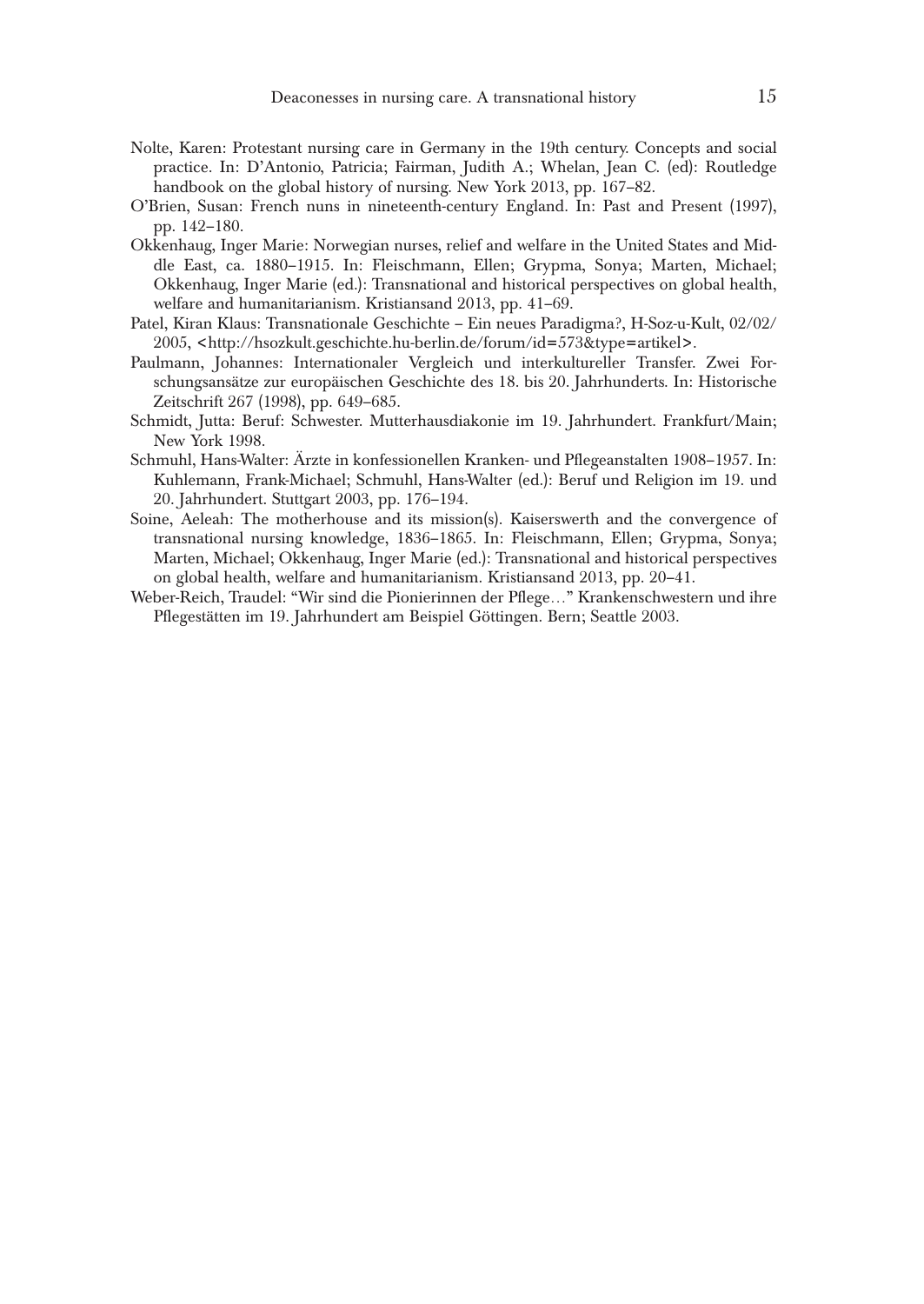Nolte, Karen: Protestant nursing care in Germany in the 19th century. Concepts and social practice. In: D'Antonio, Patricia; Fairman, Judith A.; Whelan, Jean C. (ed): Routledge handbook on the global history of nursing. New York 2013, pp. 167–82.

O'Brien, Susan: French nuns in nineteenth-century England. In: Past and Present (1997), pp. 142–180.

Okkenhaug, Inger Marie: Norwegian nurses, relief and welfare in the United States and Middle East, ca. 1880–1915. In: Fleischmann, Ellen; Grypma, Sonya; Marten, Michael; Okkenhaug, Inger Marie (ed.): Transnational and historical perspectives on global health, welfare and humanitarianism. Kristiansand 2013, pp. 41–69.

Patel, Kiran Klaus: Transnationale Geschichte – Ein neues Paradigma?, H-Soz-u-Kult, 02/02/2005, <http://hsozkult.geschichte.hu-berlin.de/forum/id=573&type=artikel>.

Paulmann, Johannes: Internationaler Vergleich und interkultureller Transfer. Zwei Forschungsansätze zur europäischen Geschichte des 18. bis 20. Jahrhunderts. In: Historische Zeitschrift 267 (1998), pp. 649–685.

Schmidt, Jutta: Beruf: Schwester. Mutterhausdiakonie im 19. Jahrhundert. Frankfurt/Main; New York 1998.

Schmuhl, Hans-Walter: Ärzte in konfessionellen Kranken- und Pflegeanstalten 1908–1957. In: Kuhlemann, Frank-Michael; Schmuhl, Hans-Walter (ed.): Beruf und Religion im 19. und 20. Jahrhundert. Stuttgart 2003, pp. 176–194.

Soine, Aeleah: The motherhouse and its mission(s). Kaiserswerth and the convergence of transnational nursing knowledge, 1836–1865. In: Fleischmann, Ellen; Grypma, Sonya; Marten, Michael; Okkenhaug, Inger Marie (ed.): Transnational and historical perspectives on global health, welfare and humanitarianism. Kristiansand 2013, pp. 20–41.

Weber-Reich, Traudel: "Wir sind die Pionierinnen der Pflege…" Krankenschwestern und ihre Pflegestätten im 19. Jahrhundert am Beispiel Göttingen. Bern; Seattle 2003.